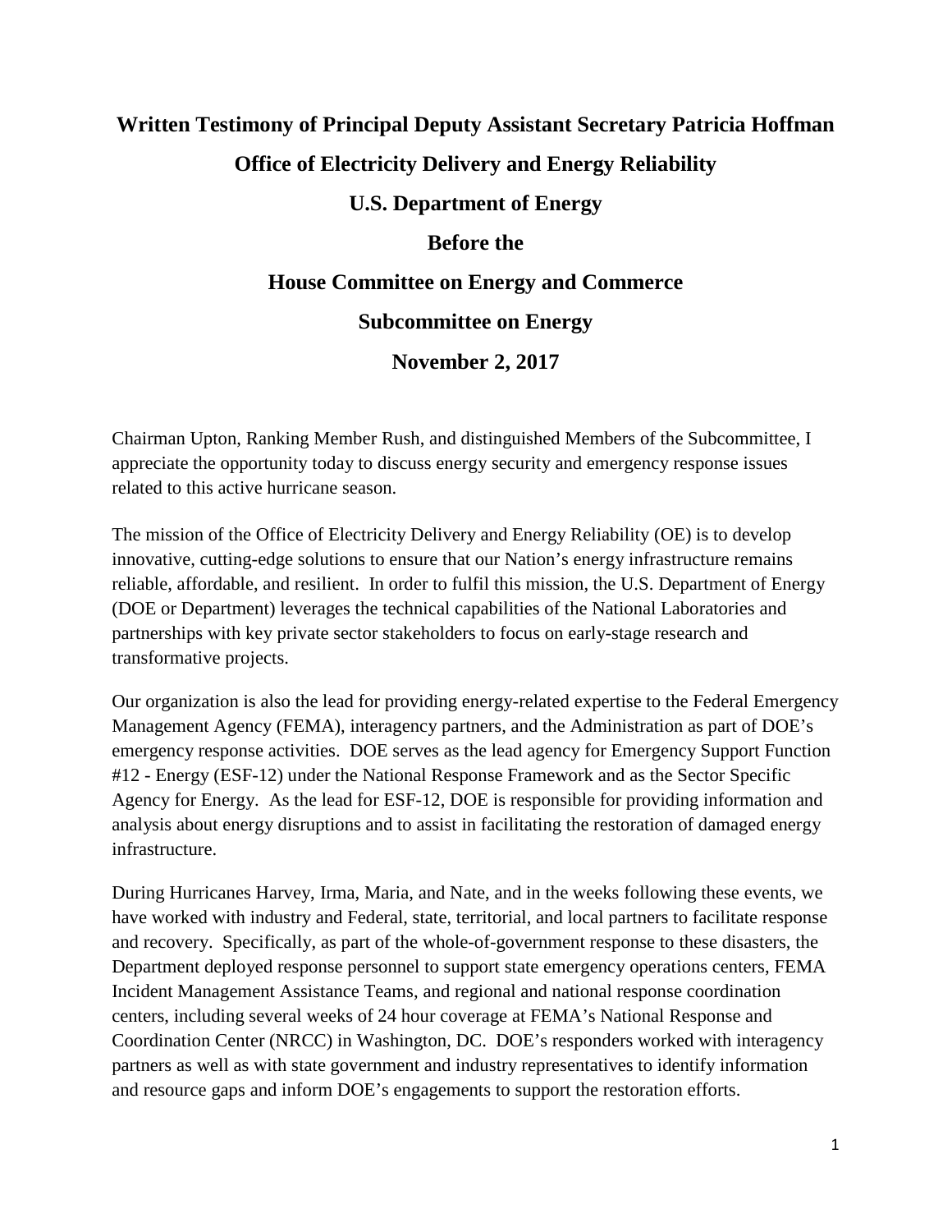**Written Testimony of Principal Deputy Assistant Secretary Patricia Hoffman**

**Office of Electricity Delivery and Energy Reliability**

**U.S. Department of Energy**

**Before the**

**House Committee on Energy and Commerce**

**Subcommittee on Energy**

**November 2, 2017**

Chairman Upton, Ranking Member Rush, and distinguished Members of the Subcommittee, I appreciate the opportunity today to discuss energy security and emergency response issues related to this active hurricane season.

The mission of the Office of Electricity Delivery and Energy Reliability (OE) is to develop innovative, cutting-edge solutions to ensure that our Nation's energy infrastructure remains reliable, affordable, and resilient. In order to fulfil this mission, the U.S. Department of Energy (DOE or Department) leverages the technical capabilities of the National Laboratories and partnerships with key private sector stakeholders to focus on early-stage research and transformative projects.

Our organization is also the lead for providing energy-related expertise to the Federal Emergency Management Agency (FEMA), interagency partners, and the Administration as part of DOE's emergency response activities. DOE serves as the lead agency for Emergency Support Function #12 - Energy (ESF-12) under the National Response Framework and as the Sector Specific Agency for Energy. As the lead for ESF-12, DOE is responsible for providing information and analysis about energy disruptions and to assist in facilitating the restoration of damaged energy infrastructure.

During Hurricanes Harvey, Irma, Maria, and Nate, and in the weeks following these events, we have worked with industry and Federal, state, territorial, and local partners to facilitate response and recovery. Specifically, as part of the whole-of-government response to these disasters, the Department deployed response personnel to support state emergency operations centers, FEMA Incident Management Assistance Teams, and regional and national response coordination centers, including several weeks of 24 hour coverage at FEMA's National Response and Coordination Center (NRCC) in Washington, DC. DOE's responders worked with interagency partners as well as with state government and industry representatives to identify information and resource gaps and inform DOE's engagements to support the restoration efforts.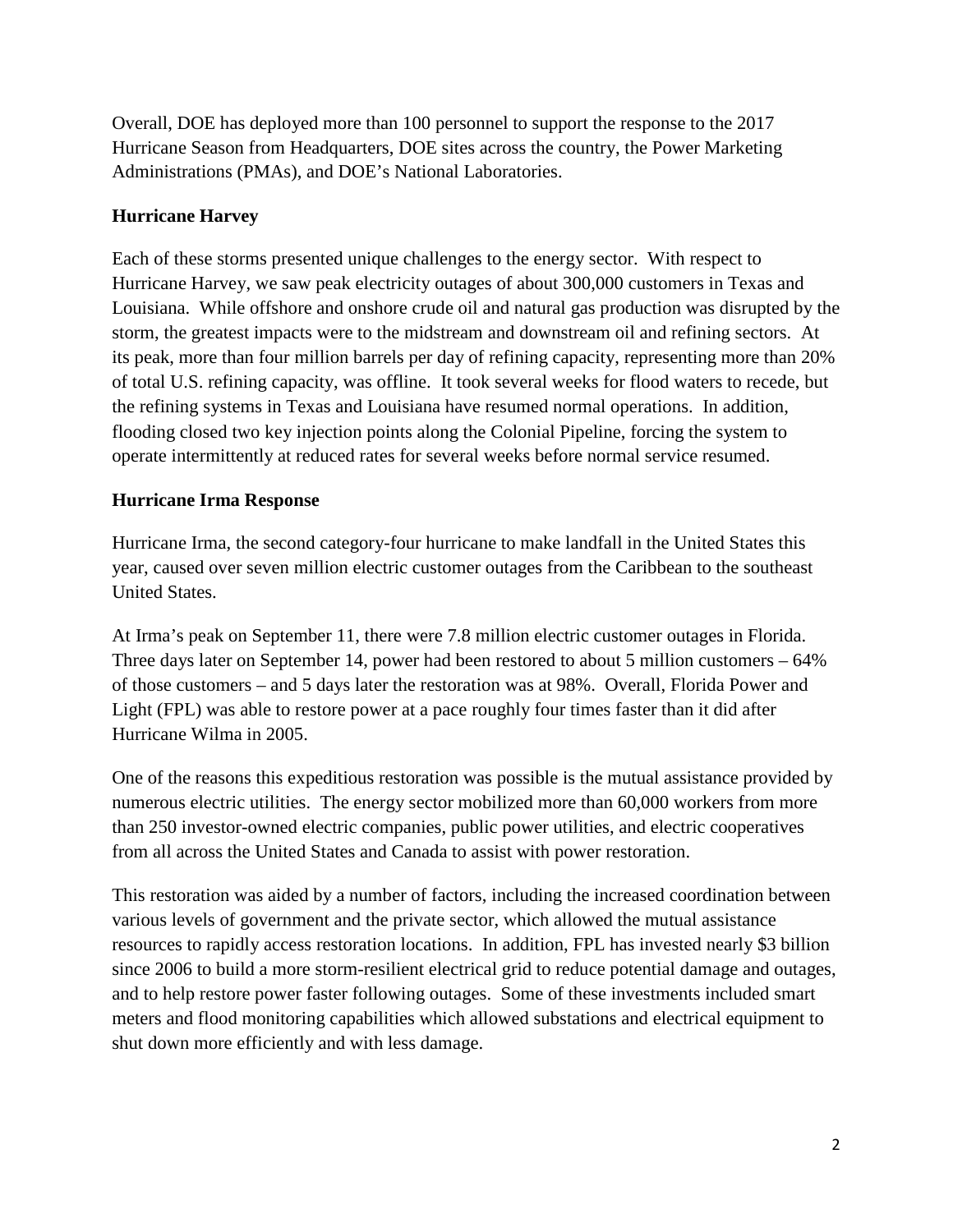Overall, DOE has deployed more than 100 personnel to support the response to the 2017 Hurricane Season from Headquarters, DOE sites across the country, the Power Marketing Administrations (PMAs), and DOE's National Laboratories.

**Hurricane Harvey**

Each of these storms presented unique challenges to the energy sector. With respect to Hurricane Harvey, we saw peak electricity outages of about 300,000 customers in Texas and Louisiana. While offshore and onshore crude oil and natural gas production was disrupted by the storm, the greatest impacts were to the midstream and downstream oil and refining sectors. At its peak, more than four million barrels per day of refining capacity, representing more than 20% of total U.S. refining capacity, was offline. It took several weeks for flood waters to recede, but the refining systems in Texas and Louisiana have resumed normal operations. In addition, flooding closed two key injection points along the Colonial Pipeline, forcing the system to operate intermittently at reduced rates for several weeks before normal service resumed.

**Hurricane Irma Response**

Hurricane Irma, the second category-four hurricane to make landfall in the United States this year, caused over seven million electric customer outages from the Caribbean to the southeast United States.

At Irma's peak on September 11, there were 7.8 million electric customer outages in Florida. Three days later on September 14, power had been restored to about 5 million customers – 64% of those customers – and 5 days later the restoration was at 98%. Overall, Florida Power and Light (FPL) was able to restore power at a pace roughly four times faster than it did after Hurricane Wilma in 2005.

One of the reasons this expeditious restoration was possible is the mutual assistance provided by numerous electric utilities. The energy sector mobilized more than 60,000 workers from more than 250 investor-owned electric companies, public power utilities, and electric cooperatives from all across the United States and Canada to assist with power restoration.

This restoration was aided by a number of factors, including the increased coordination between various levels of government and the private sector, which allowed the mutual assistance resources to rapidly access restoration locations. In addition, FPL has invested nearly $3 billion since 2006 to build a more storm-resilient electrical grid to reduce potential damage and outages, and to help restore power faster following outages. Some of these investments included smart meters and flood monitoring capabilities which allowed substations and electrical equipment to shut down more efficiently and with less damage.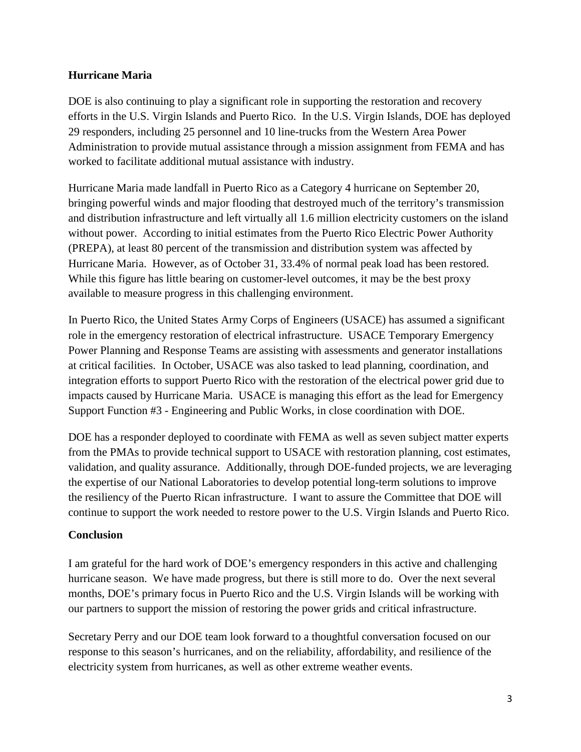## Hurricane Maria

DOE is also continuing to play a significant role in supporting the restoration and recovery efforts in the U.S. Virgin Islands and Puerto Rico. In the U.S. Virgin Islands, DOE has deployed 29 responders, including 25 personnel and 10 line-trucks from the Western Area Power Administration to provide mutual assistance through a mission assignment from FEMA and has worked to facilitate additional mutual assistance with industry.

Hurricane Maria made landfall in Puerto Rico as a Category 4 hurricane on September 20, bringing powerful winds and major flooding that destroyed much of the territory's transmission and distribution infrastructure and left virtually all 1.6 million electricity customers on the island without power. According to initial estimates from the Puerto Rico Electric Power Authority (PREPA), at least 80 percent of the transmission and distribution system was affected by Hurricane Maria. However, as of October 31, 33.4% of normal peak load has been restored. While this figure has little bearing on customer-level outcomes, it may be the best proxy available to measure progress in this challenging environment.

In Puerto Rico, the United States Army Corps of Engineers (USACE) has assumed a significant role in the emergency restoration of electrical infrastructure. USACE Temporary Emergency Power Planning and Response Teams are assisting with assessments and generator installations at critical facilities. In October, USACE was also tasked to lead planning, coordination, and integration efforts to support Puerto Rico with the restoration of the electrical power grid due to impacts caused by Hurricane Maria. USACE is managing this effort as the lead for Emergency Support Function #3 - Engineering and Public Works, in close coordination with DOE.

DOE has a responder deployed to coordinate with FEMA as well as seven subject matter experts from the PMAs to provide technical support to USACE with restoration planning, cost estimates, validation, and quality assurance. Additionally, through DOE-funded projects, we are leveraging the expertise of our National Laboratories to develop potential long-term solutions to improve the resiliency of the Puerto Rican infrastructure. I want to assure the Committee that DOE will continue to support the work needed to restore power to the U.S. Virgin Islands and Puerto Rico.

## Conclusion

I am grateful for the hard work of DOE's emergency responders in this active and challenging hurricane season. We have made progress, but there is still more to do. Over the next several months, DOE's primary focus in Puerto Rico and the U.S. Virgin Islands will be working with our partners to support the mission of restoring the power grids and critical infrastructure.

Secretary Perry and our DOE team look forward to a thoughtful conversation focused on our response to this season's hurricanes, and on the reliability, affordability, and resilience of the electricity system from hurricanes, as well as other extreme weather events.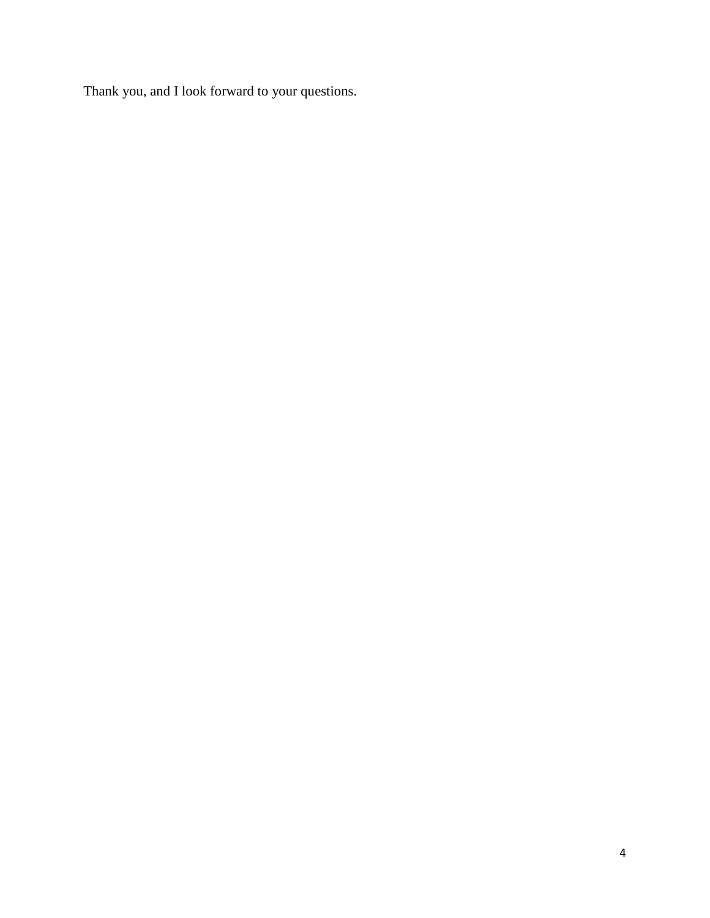Thank you, and I look forward to your questions.